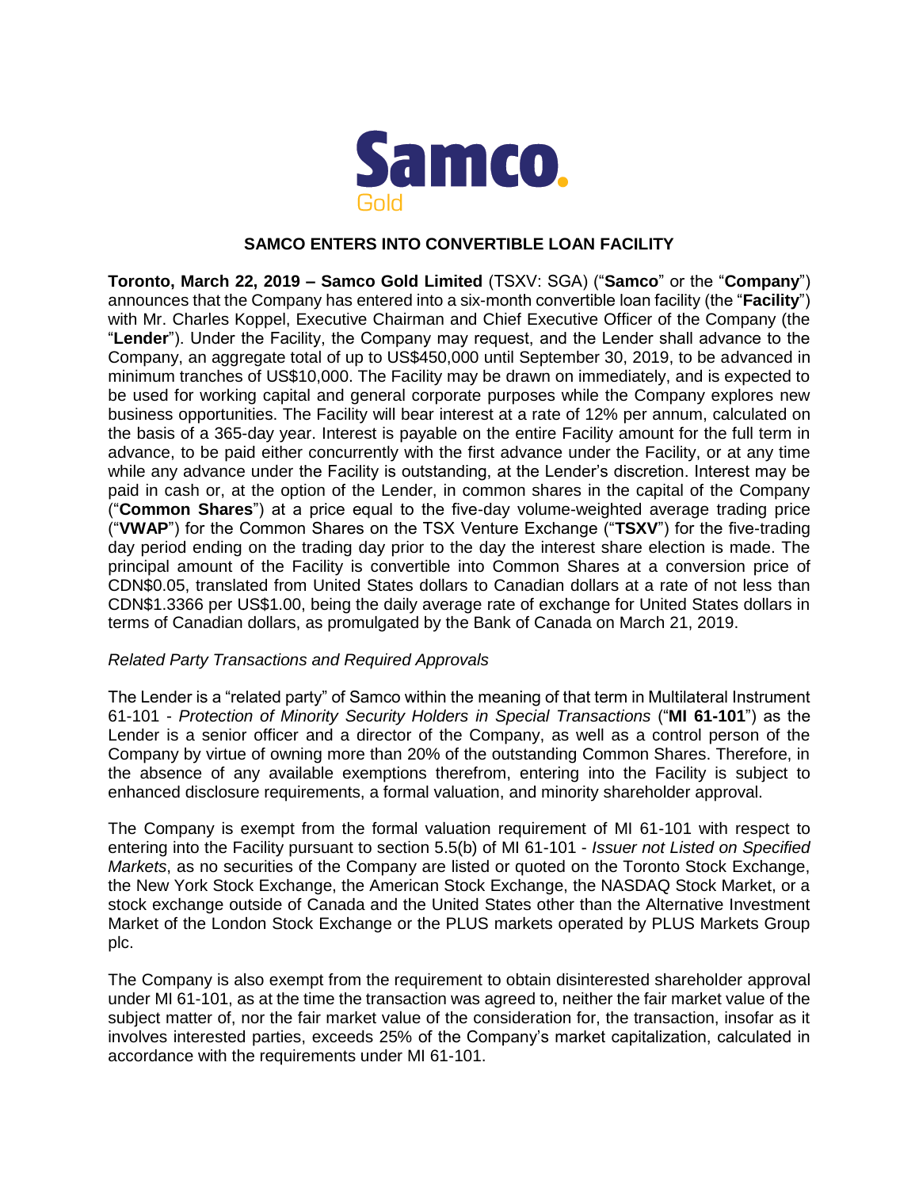Samco.
Gold

# SAMCO ENTERS INTO CONVERTIBLE LOAN FACILITY

**Toronto, March 22, 2019 – Samco Gold Limited** (TSXV: SGA) ("**Samco**" or the "**Company**") announces that the Company has entered into a six-month convertible loan facility (the "**Facility**") with Mr. Charles Koppel, Executive Chairman and Chief Executive Officer of the Company (the "**Lender**"). Under the Facility, the Company may request, and the Lender shall advance to the Company, an aggregate total of up to US$450,000 until September 30, 2019, to be advanced in minimum tranches of US$10,000. The Facility may be drawn on immediately, and is expected to be used for working capital and general corporate purposes while the Company explores new business opportunities. The Facility will bear interest at a rate of 12% per annum, calculated on the basis of a 365-day year. Interest is payable on the entire Facility amount for the full term in advance, to be paid either concurrently with the first advance under the Facility, or at any time while any advance under the Facility is outstanding, at the Lender's discretion. Interest may be paid in cash or, at the option of the Lender, in common shares in the capital of the Company ("**Common Shares**") at a price equal to the five-day volume-weighted average trading price ("**VWAP**") for the Common Shares on the TSX Venture Exchange ("**TSXV**") for the five-trading day period ending on the trading day prior to the day the interest share election is made. The principal amount of the Facility is convertible into Common Shares at a conversion price of CDN$0.05, translated from United States dollars to Canadian dollars at a rate of not less than CDN$1.3366 per US$1.00, being the daily average rate of exchange for United States dollars in terms of Canadian dollars, as promulgated by the Bank of Canada on March 21, 2019.

*Related Party Transactions and Required Approvals*

The Lender is a "related party" of Samco within the meaning of that term in Multilateral Instrument 61-101 - *Protection of Minority Security Holders in Special Transactions* ("**MI 61-101**") as the Lender is a senior officer and a director of the Company, as well as a control person of the Company by virtue of owning more than 20% of the outstanding Common Shares. Therefore, in the absence of any available exemptions therefrom, entering into the Facility is subject to enhanced disclosure requirements, a formal valuation, and minority shareholder approval.

The Company is exempt from the formal valuation requirement of MI 61-101 with respect to entering into the Facility pursuant to section 5.5(b) of MI 61-101 - *Issuer not Listed on Specified Markets*, as no securities of the Company are listed or quoted on the Toronto Stock Exchange, the New York Stock Exchange, the American Stock Exchange, the NASDAQ Stock Market, or a stock exchange outside of Canada and the United States other than the Alternative Investment Market of the London Stock Exchange or the PLUS markets operated by PLUS Markets Group plc.

The Company is also exempt from the requirement to obtain disinterested shareholder approval under MI 61-101, as at the time the transaction was agreed to, neither the fair market value of the subject matter of, nor the fair market value of the consideration for, the transaction, insofar as it involves interested parties, exceeds 25% of the Company's market capitalization, calculated in accordance with the requirements under MI 61-101.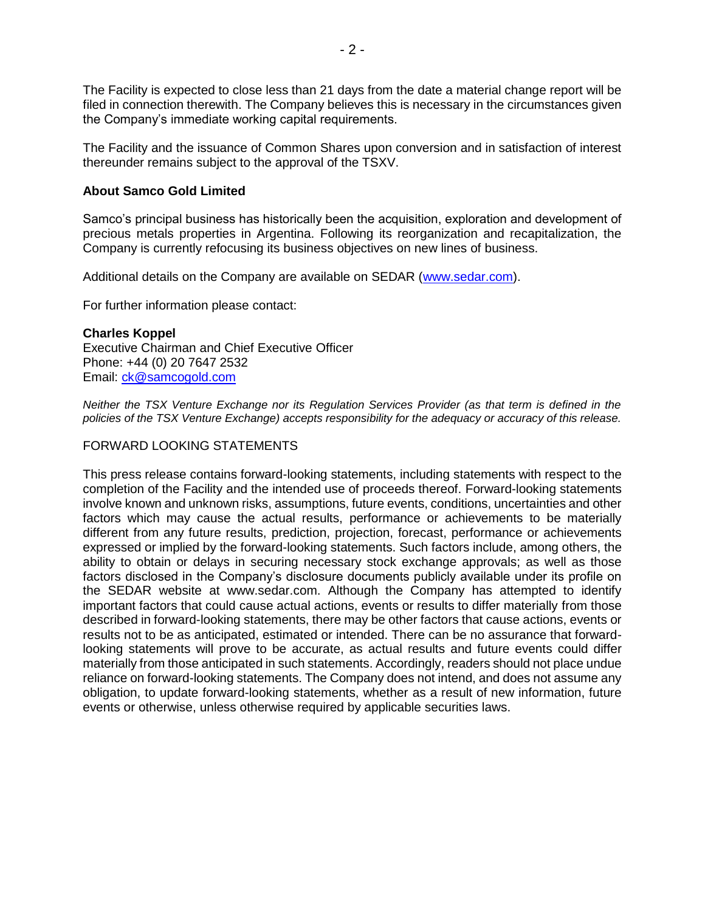The Facility is expected to close less than 21 days from the date a material change report will be filed in connection therewith. The Company believes this is necessary in the circumstances given the Company's immediate working capital requirements.

The Facility and the issuance of Common Shares upon conversion and in satisfaction of interest thereunder remains subject to the approval of the TSXV.

**About Samco Gold Limited**

Samco's principal business has historically been the acquisition, exploration and development of precious metals properties in Argentina. Following its reorganization and recapitalization, the Company is currently refocusing its business objectives on new lines of business.

Additional details on the Company are available on SEDAR (www.sedar.com).

For further information please contact:

**Charles Koppel**
Executive Chairman and Chief Executive Officer
Phone: +44 (0) 20 7647 2532
Email: ck@samcogold.com

*Neither the TSX Venture Exchange nor its Regulation Services Provider (as that term is defined in the policies of the TSX Venture Exchange) accepts responsibility for the adequacy or accuracy of this release.*

FORWARD LOOKING STATEMENTS

This press release contains forward-looking statements, including statements with respect to the completion of the Facility and the intended use of proceeds thereof. Forward-looking statements involve known and unknown risks, assumptions, future events, conditions, uncertainties and other factors which may cause the actual results, performance or achievements to be materially different from any future results, prediction, projection, forecast, performance or achievements expressed or implied by the forward-looking statements. Such factors include, among others, the ability to obtain or delays in securing necessary stock exchange approvals; as well as those factors disclosed in the Company's disclosure documents publicly available under its profile on the SEDAR website at www.sedar.com. Although the Company has attempted to identify important factors that could cause actual actions, events or results to differ materially from those described in forward-looking statements, there may be other factors that cause actions, events or results not to be as anticipated, estimated or intended. There can be no assurance that forward-looking statements will prove to be accurate, as actual results and future events could differ materially from those anticipated in such statements. Accordingly, readers should not place undue reliance on forward-looking statements. The Company does not intend, and does not assume any obligation, to update forward-looking statements, whether as a result of new information, future events or otherwise, unless otherwise required by applicable securities laws.